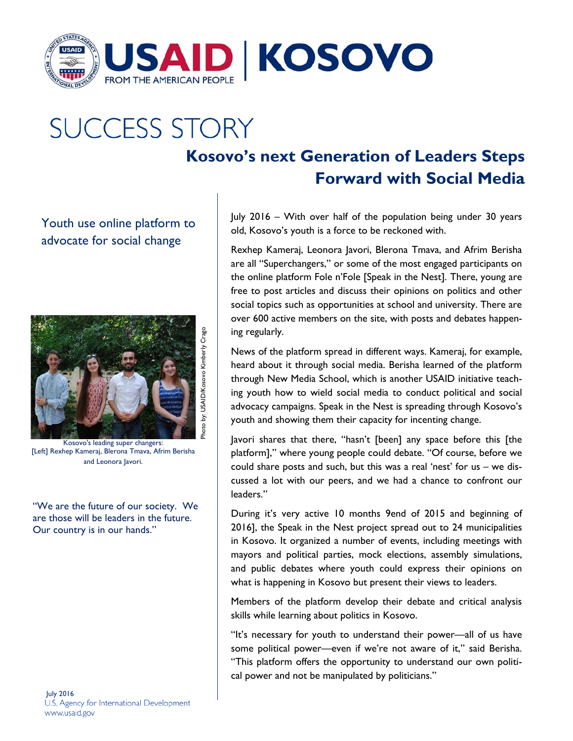USAID | KOSOVO

FROM THE AMERICAN PEOPLE

# SUCCESS STORY

## Kosovo's next Generation of Leaders Steps Forward with Social Media

### Youth use online platform to advocate for social change

Photo by: USAID/Kosovo Kimberly Crago

Kosovo's leading super changers:
[Left] Rexhep Kameraj, Blerona Tmava, Afrim Berisha and Leonora Javori.

"We are the future of our society. We are those will be leaders in the future. Our country is in our hands."

July 2016 – With over half of the population being under 30 years old, Kosovo's youth is a force to be reckoned with.

Rexhep Kameraj, Leonora Javori, Blerona Tmava, and Afrim Berisha are all "Superchangers," or some of the most engaged participants on the online platform Fole n'Fole [Speak in the Nest]. There, young are free to post articles and discuss their opinions on politics and other social topics such as opportunities at school and university. There are over 600 active members on the site, with posts and debates happening regularly.

News of the platform spread in different ways. Kameraj, for example, heard about it through social media. Berisha learned of the platform through New Media School, which is another USAID initiative teaching youth how to wield social media to conduct political and social advocacy campaigns. Speak in the Nest is spreading through Kosovo's youth and showing them their capacity for incenting change.

Javori shares that there, "hasn't [been] any space before this [the platform]," where young people could debate. "Of course, before we could share posts and such, but this was a real 'nest' for us – we discussed a lot with our peers, and we had a chance to confront our leaders."

During it's very active 10 months 9end of 2015 and beginning of 2016], the Speak in the Nest project spread out to 24 municipalities in Kosovo. It organized a number of events, including meetings with mayors and political parties, mock elections, assembly simulations, and public debates where youth could express their opinions on what is happening in Kosovo but present their views to leaders.

Members of the platform develop their debate and critical analysis skills while learning about politics in Kosovo.

"It's necessary for youth to understand their power—all of us have some political power—even if we're not aware of it," said Berisha. "This platform offers the opportunity to understand our own political power and not be manipulated by politicians."

July 2016
U.S. Agency for International Development
www.usaid.gov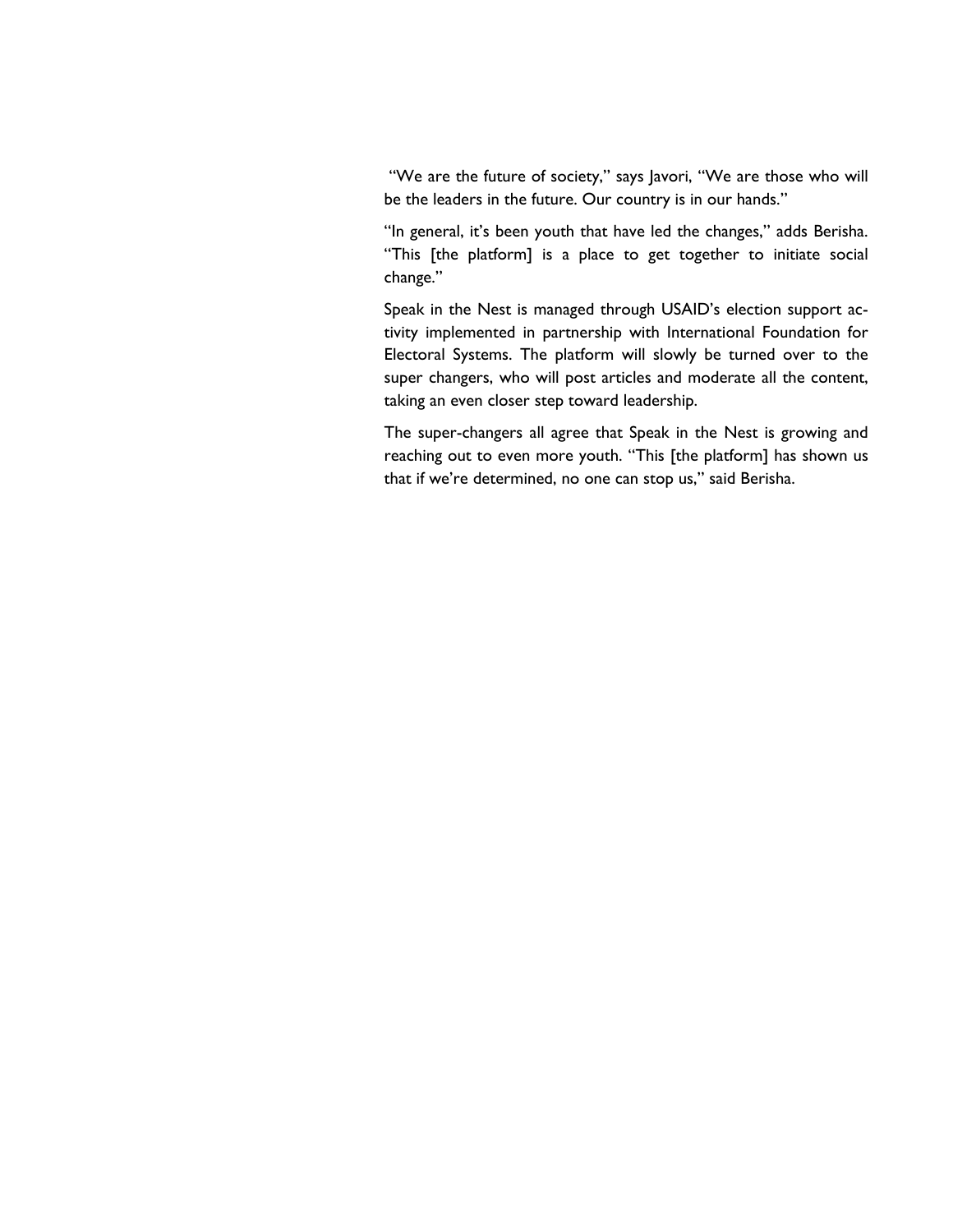"We are the future of society," says Javori, "We are those who will be the leaders in the future. Our country is in our hands."

"In general, it's been youth that have led the changes," adds Berisha. "This [the platform] is a place to get together to initiate social change."

Speak in the Nest is managed through USAID's election support activity implemented in partnership with International Foundation for Electoral Systems. The platform will slowly be turned over to the super changers, who will post articles and moderate all the content, taking an even closer step toward leadership.

The super-changers all agree that Speak in the Nest is growing and reaching out to even more youth. "This [the platform] has shown us that if we're determined, no one can stop us," said Berisha.